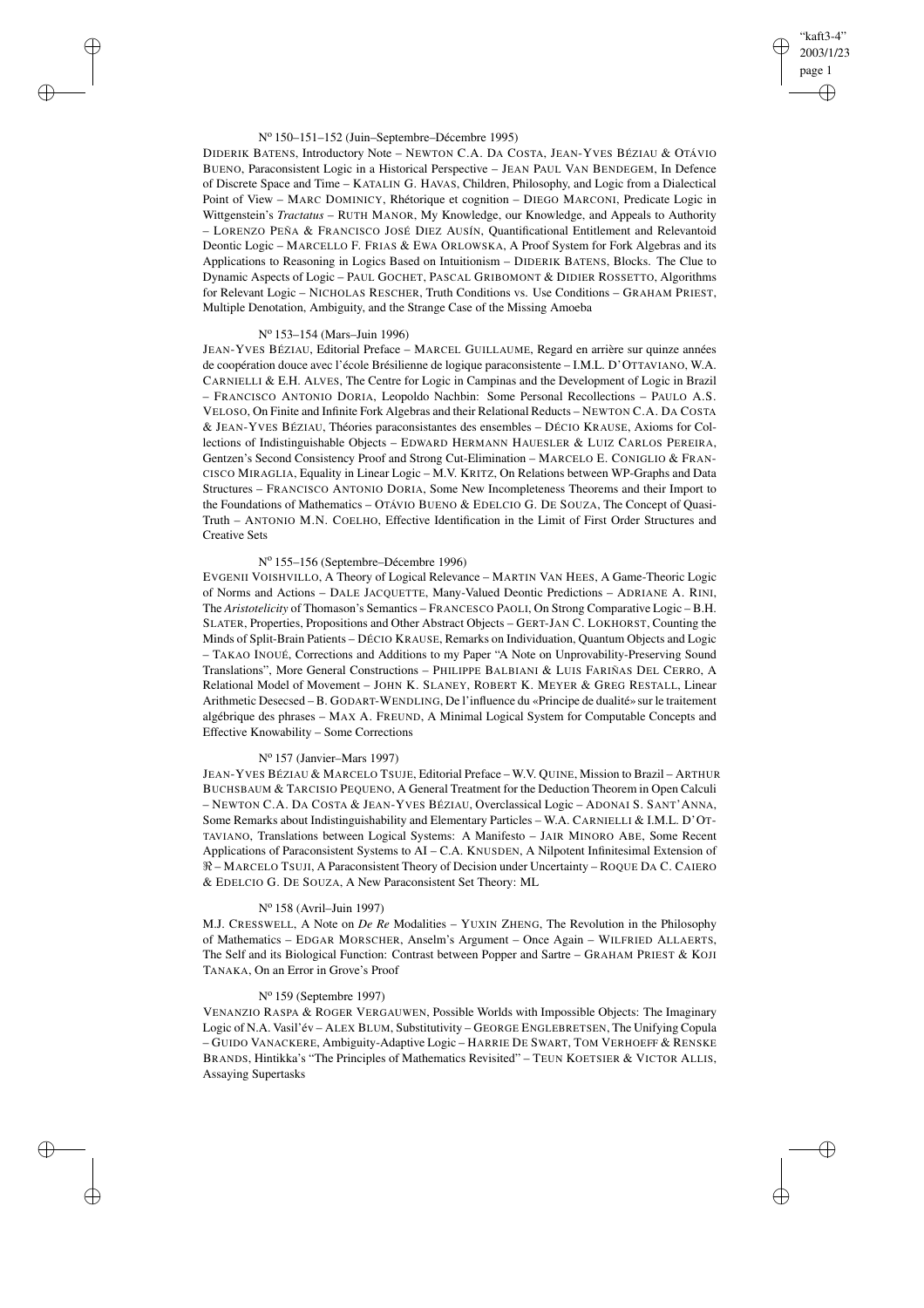N[o] 150–151–152 (Juin–Septembre–Décembre 1995)

DIDERIK BATENS, Introductory Note – NEWTON C.A. DA COSTA, JEAN-YVES BÉZIAU & OTÁVIO BUENO, Paraconsistent Logic in a Historical Perspective – JEAN PAUL VAN BENDEGEM, In Defence of Discrete Space and Time – KATALIN G. HAVAS, Children, Philosophy, and Logic from a Dialectical Point of View – MARC DOMINICY, Rhétorique et cognition – DIEGO MARCONI, Predicate Logic in Wittgenstein's *Tractatus* – RUTH MANOR, My Knowledge, our Knowledge, and Appeals to Authority – LORENZO PEÑA & FRANCISCO JOSÉ DIEZ AUSÍN, Quantificational Entitlement and Relevantoid Deontic Logic – MARCELLO F. FRIAS & EWA ORLOWSKA, A Proof System for Fork Algebras and its Applications to Reasoning in Logics Based on Intuitionism – DIDERIK BATENS, Blocks. The Clue to Dynamic Aspects of Logic – PAUL GOCHET, PASCAL GRIBOMONT & DIDIER ROSSETTO, Algorithms for Relevant Logic – NICHOLAS RESCHER, Truth Conditions vs. Use Conditions – GRAHAM PRIEST, Multiple Denotation, Ambiguity, and the Strange Case of the Missing Amoeba

N[o] 153–154 (Mars–Juin 1996)

JEAN-YVES BÉZIAU, Editorial Preface – MARCEL GUILLAUME, Regard en arrière sur quinze années de coopération douce avec l'école Brésilienne de logique paraconsistente – I.M.L. D'OTTAVIANO, W.A. CARNIELLI & E.H. ALVES, The Centre for Logic in Campinas and the Development of Logic in Brazil – FRANCISCO ANTONIO DORIA, Leopoldo Nachbin: Some Personal Recollections – PAULO A.S. VELOSO, On Finite and Infinite Fork Algebras and their Relational Reducts – NEWTON C.A. DA COSTA & JEAN-YVES BÉZIAU, Théories paraconsistantes des ensembles – DÉCIO KRAUSE, Axioms for Collections of Indistinguishable Objects – EDWARD HERMANN HAUESLER & LUIZ CARLOS PEREIRA, Gentzen's Second Consistency Proof and Strong Cut-Elimination – MARCELO E. CONIGLIO & FRANCISCO MIRAGLIA, Equality in Linear Logic – M.V. KRITZ, On Relations between WP-Graphs and Data Structures – FRANCISCO ANTONIO DORIA, Some New Incompleteness Theorems and their Import to the Foundations of Mathematics – OTÁVIO BUENO & EDELCIO G. DE SOUZA, The Concept of Quasi-Truth – ANTONIO M.N. COELHO, Effective Identification in the Limit of First Order Structures and Creative Sets

N[o] 155–156 (Septembre–Décembre 1996)

EVGENII VOISHVILLO, A Theory of Logical Relevance – MARTIN VAN HEES, A Game-Theoric Logic of Norms and Actions – DALE JACQUETTE, Many-Valued Deontic Predictions – ADRIANE A. RINI, The *Aristotelicity* of Thomason's Semantics – FRANCESCO PAOLI, On Strong Comparative Logic – B.H. SLATER, Properties, Propositions and Other Abstract Objects – GERT-JAN C. LOKHORST, Counting the Minds of Split-Brain Patients – DÉCIO KRAUSE, Remarks on Individuation, Quantum Objects and Logic – TAKAO INOUÉ, Corrections and Additions to my Paper "A Note on Unprovability-Preserving Sound Translations", More General Constructions – PHILIPPE BALBIANI & LUIS FARIÑAS DEL CERRO, A Relational Model of Movement – JOHN K. SLANEY, ROBERT K. MEYER & GREG RESTALL, Linear Arithmetic Desecsed – B. GODART-WENDLING, De l'influence du «Principe de dualité» sur le traitement algébrique des phrases – MAX A. FREUND, A Minimal Logical System for Computable Concepts and Effective Knowability – Some Corrections

N[o] 157 (Janvier–Mars 1997)

JEAN-YVES BÉZIAU & MARCELO TSUJE, Editorial Preface – W.V. QUINE, Mission to Brazil – ARTHUR BUCHSBAUM & TARCISIO PEQUENO, A General Treatment for the Deduction Theorem in Open Calculi – NEWTON C.A. DA COSTA & JEAN-YVES BÉZIAU, Overclassical Logic – ADONAI S. SANT'ANNA, Some Remarks about Indistinguishability and Elementary Particles – W.A. CARNIELLI & I.M.L. D'OTTAVIANO, Translations between Logical Systems: A Manifesto – JAIR MINORO ABE, Some Recent Applications of Paraconsistent Systems to AI – C.A. KNUSDEN, A Nilpotent Infinitesimal Extension of $\Re$ – MARCELO TSUJI, A Paraconsistent Theory of Decision under Uncertainty – ROQUE DA C. CAIERO & EDELCIO G. DE SOUZA, A New Paraconsistent Set Theory: ML

N[o] 158 (Avril–Juin 1997)

M.J. CRESSWELL, A Note on *De Re* Modalities – YUXIN ZHENG, The Revolution in the Philosophy of Mathematics – EDGAR MORSCHER, Anselm's Argument – Once Again – WILFRIED ALLAERTS, The Self and its Biological Function: Contrast between Popper and Sartre – GRAHAM PRIEST & KOJI TANAKA, On an Error in Grove's Proof

N[o] 159 (Septembre 1997)

VENANZIO RASPA & ROGER VERGAUWEN, Possible Worlds with Impossible Objects: The Imaginary Logic of N.A. Vasil'év – ALEX BLUM, Substitutivity – GEORGE ENGLEBRETSEN, The Unifying Copula – GUIDO VANACKERE, Ambiguity-Adaptive Logic – HARRIE DE SWART, TOM VERHOEFF & RENSKE BRANDS, Hintikka's "The Principles of Mathematics Revisited" – TEUN KOETSIER & VICTOR ALLIS, Assaying Supertasks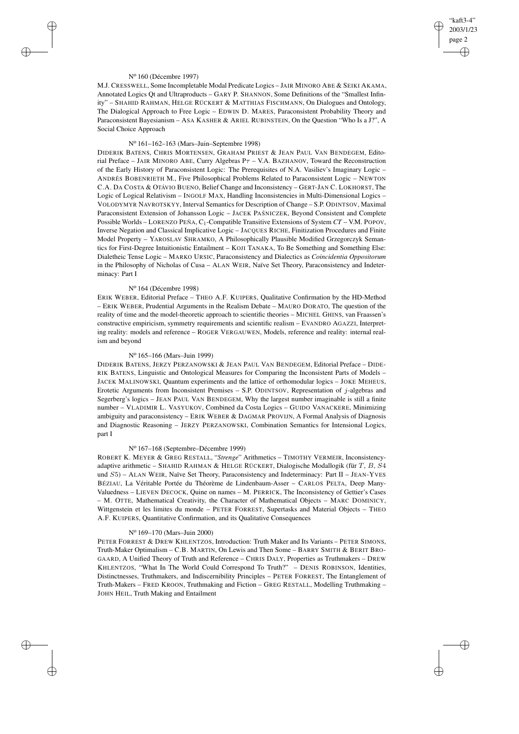Nº 160 (Décembre 1997)

M.J. CRESSWELL, Some Incompletable Modal Predicate Logics – JAIR MINORO ABE & SEIKI AKAMA, Annotated Logics Qt and Ultraproducts – GARY P. SHANNON, Some Definitions of the "Smallest Infinity" – SHAHID RAHMAN, HELGE RÜCKERT & MATTHIAS FISCHMANN, On Dialogues and Ontology, The Dialogical Approach to Free Logic – EDWIN D. MARES, Paraconsistent Probability Theory and Paraconsistent Bayesianism – ASA KASHER & ARIEL RUBINSTEIN, On the Question "Who Is a J?", A Social Choice Approach

Nº 161–162–163 (Mars–Juin–Septembre 1998)

DIDERIK BATENS, CHRIS MORTENSEN, GRAHAM PRIEST & JEAN PAUL VAN BENDEGEM, Editorial Preface – JAIR MINORO ABE, Curry Algebras $P\tau$ – V.A. BAZHANOV, Toward the Reconstruction of the Early History of Paraconsistent Logic: The Prerequisites of N.A. Vasiliev's Imaginary Logic – ANDRÉS BOBENRIETH M., Five Philosophical Problems Related to Paraconsistent Logic – NEWTON C.A. DA COSTA & OTÁVIO BUENO, Belief Change and Inconsistency – GERT-JAN C. LOKHORST, The Logic of Logical Relativism – INGOLF MAX, Handling Inconsistencies in Multi-Dimensional Logics – VOLODYMYR NAVROTSKYY, Interval Semantics for Description of Change – S.P. ODINTSOV, Maximal Paraconsistent Extension of Johansson Logic – JACEK PAŚNICZEK, Beyond Consistent and Complete Possible Worlds – LORENZO PEÑA, $C_1$-Compatible Transitive Extensions of System *CT* – V.M. POPOV, Inverse Negation and Classical Implicative Logic – JACQUES RICHE, Finitization Procedures and Finite Model Property – YAROSLAV SHRAMKO, A Philosophically Plausible Modified Grzegorczyk Semantics for First-Degree Intuitionistic Entailment – KOJI TANAKA, To Be Something and Something Else: Dialetheic Tense Logic – MARKO URSIC, Paraconsistency and Dialectics as *Coincidentia Oppositorum* in the Philosophy of Nicholas of Cusa – ALAN WEIR, Naïve Set Theory, Paraconsistency and Indeterminacy: Part I

Nº 164 (Décembre 1998)

ERIK WEBER, Editorial Preface – THEO A.F. KUIPERS, Qualitative Confirmation by the HD-Method – ERIK WEBER, Prudential Arguments in the Realism Debate – MAURO DORATO, The question of the reality of time and the model-theoretic approach to scientific theories – MICHEL GHINS, van Fraassen's constructive empiricism, symmetry requirements and scientific realism – EVANDRO AGAZZI, Interpreting reality: models and reference – ROGER VERGAUWEN, Models, reference and reality: internal realism and beyond

Nº 165–166 (Mars–Juin 1999)

DIDERIK BATENS, JERZY PERZANOWSKI & JEAN PAUL VAN BENDEGEM, Editorial Preface – DIDERIK BATENS, Linguistic and Ontological Measures for Comparing the Inconsistent Parts of Models – JACEK MALINOWSKI, Quantum experiments and the lattice of orthomodular logics – JOKE MEHEUS, Erotetic Arguments from Inconsistent Premises – S.P. ODINTSOV, Representation of $j$-algebras and Segerberg's logics – JEAN PAUL VAN BENDEGEM, Why the largest number imaginable is still a finite number – VLADIMIR L. VASYUKOV, Combined da Costa Logics – GUIDO VANACKERE, Minimizing ambiguity and paraconsistency – ERIK WEBER & DAGMAR PROVIJN, A Formal Analysis of Diagnosis and Diagnostic Reasoning – JERZY PERZANOWSKI, Combination Semantics for Intensional Logics, part I

Nº 167–168 (Septembre–Décembre 1999)

ROBERT K. MEYER & GREG RESTALL, "*Strenge*" Arithmetics – TIMOTHY VERMEIR, Inconsistency-adaptive arithmetic – SHAHID RAHMAN & HELGE RÜCKERT, Dialogische Modallogik (für $T$, $B$, $S4$ und $S5$) – ALAN WEIR, Naïve Set Theory, Paraconsistency and Indeterminacy: Part II – JEAN-YVES BÉZIAU, La Véritable Portée du Théorème de Lindenbaum-Asser – CARLOS PELTA, Deep Many-Valuedness – LIEVEN DECOCK, Quine on names – M. PERRICK, The Inconsistency of Gettier's Cases – M. OTTE, Mathematical Creativity, the Character of Mathematical Objects – MARC DOMINICY, Wittgenstein et les limites du monde – PETER FORREST, Supertasks and Material Objects – THEO A.F. KUIPERS, Quantitative Confirmation, and its Qualitative Consequences

Nº 169–170 (Mars–Juin 2000)

PETER FORREST & DREW KHLENTZOS, Introduction: Truth Maker and Its Variants – PETER SIMONS, Truth-Maker Optimalism – C.B. MARTIN, On Lewis and Then Some – BARRY SMITH & BERIT BROGAARD, A Unified Theory of Truth and Reference – CHRIS DALY, Properties as Truthmakers – DREW KHLENTZOS, "What In The World Could Correspond To Truth?" – DENIS ROBINSON, Identities, Distinctnesses, Truthmakers, and Indiscernibility Principles – PETER FORREST, The Entanglement of Truth-Makers – FRED KROON, Truthmaking and Fiction – GREG RESTALL, Modelling Truthmaking – JOHN HEIL, Truth Making and Entailment